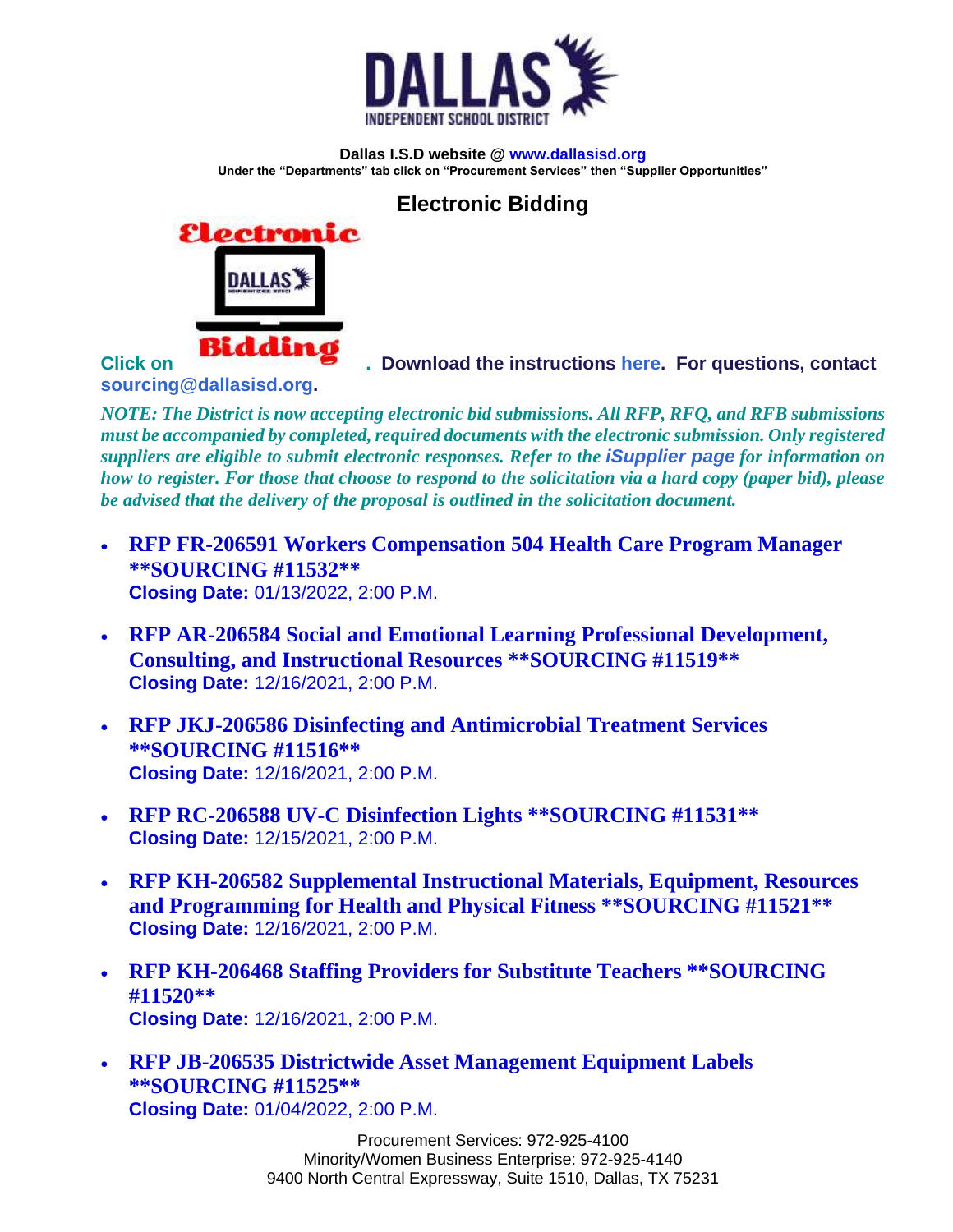**Dallas I.S.D website @ www.dallasisd.org**
**Under the "Departments" tab click on "Procurement Services" then "Supplier Opportunities"**

## Electronic Bidding

**Click on Electronic Bidding. Download the instructions here. For questions, contact sourcing@dallasisd.org.**

***NOTE: The District is now accepting electronic bid submissions. All RFP, RFQ, and RFB submissions must be accompanied by completed, required documents with the electronic submission. Only registered suppliers are eligible to submit electronic responses. Refer to the iSupplier page for information on how to register. For those that choose to respond to the solicitation via a hard copy (paper bid), please be advised that the delivery of the proposal is outlined in the solicitation document.***

- **RFP FR-206591 Workers Compensation 504 Health Care Program Manager \*\*SOURCING #11532\*\***
  **Closing Date:** 01/13/2022, 2:00 P.M.
- **RFP AR-206584 Social and Emotional Learning Professional Development, Consulting, and Instructional Resources \*\*SOURCING #11519\*\***
  **Closing Date:** 12/16/2021, 2:00 P.M.
- **RFP JKJ-206586 Disinfecting and Antimicrobial Treatment Services \*\*SOURCING #11516\*\***
  **Closing Date:** 12/16/2021, 2:00 P.M.
- **RFP RC-206588 UV-C Disinfection Lights \*\*SOURCING #11531\*\***
  **Closing Date:** 12/15/2021, 2:00 P.M.
- **RFP KH-206582 Supplemental Instructional Materials, Equipment, Resources and Programming for Health and Physical Fitness \*\*SOURCING #11521\*\***
  **Closing Date:** 12/16/2021, 2:00 P.M.
- **RFP KH-206468 Staffing Providers for Substitute Teachers \*\*SOURCING #11520\*\***
  **Closing Date:** 12/16/2021, 2:00 P.M.
- **RFP JB-206535 Districtwide Asset Management Equipment Labels \*\*SOURCING #11525\*\***
  **Closing Date:** 01/04/2022, 2:00 P.M.

Procurement Services: 972-925-4100
Minority/Women Business Enterprise: 972-925-4140
9400 North Central Expressway, Suite 1510, Dallas, TX 75231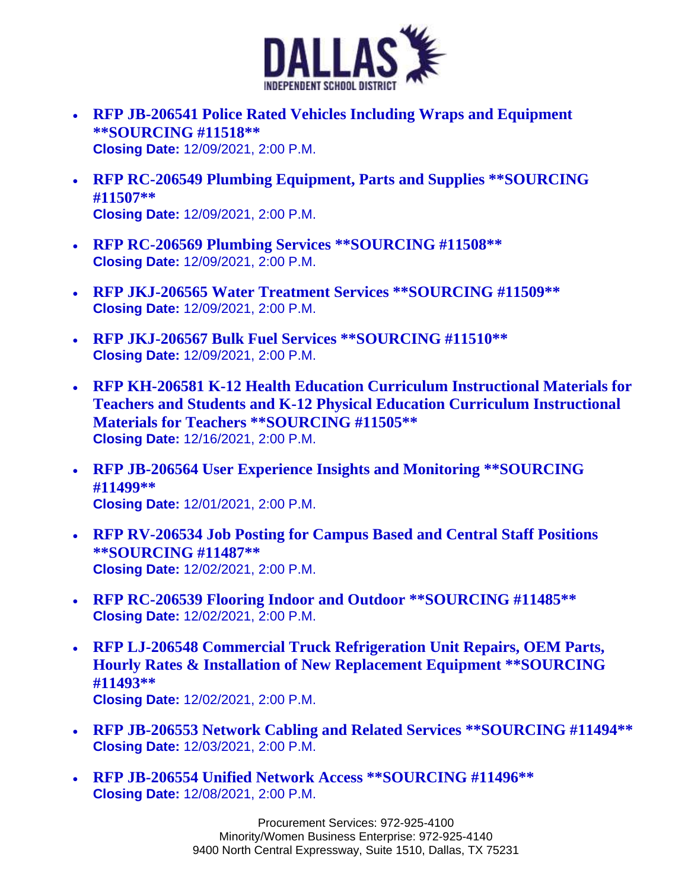- **RFP JB-206541 Police Rated Vehicles Including Wraps and Equipment **SOURCING #11518****
  **Closing Date:** 12/09/2021, 2:00 P.M.

- **RFP RC-206549 Plumbing Equipment, Parts and Supplies **SOURCING #11507****
  **Closing Date:** 12/09/2021, 2:00 P.M.

- **RFP RC-206569 Plumbing Services **SOURCING #11508****
  **Closing Date:** 12/09/2021, 2:00 P.M.

- **RFP JKJ-206565 Water Treatment Services **SOURCING #11509****
  **Closing Date:** 12/09/2021, 2:00 P.M.

- **RFP JKJ-206567 Bulk Fuel Services **SOURCING #11510****
  **Closing Date:** 12/09/2021, 2:00 P.M.

- **RFP KH-206581 K-12 Health Education Curriculum Instructional Materials for Teachers and Students and K-12 Physical Education Curriculum Instructional Materials for Teachers **SOURCING #11505****
  **Closing Date:** 12/16/2021, 2:00 P.M.

- **RFP JB-206564 User Experience Insights and Monitoring **SOURCING #11499****
  **Closing Date:** 12/01/2021, 2:00 P.M.

- **RFP RV-206534 Job Posting for Campus Based and Central Staff Positions **SOURCING #11487****
  **Closing Date:** 12/02/2021, 2:00 P.M.

- **RFP RC-206539 Flooring Indoor and Outdoor **SOURCING #11485****
  **Closing Date:** 12/02/2021, 2:00 P.M.

- **RFP LJ-206548 Commercial Truck Refrigeration Unit Repairs, OEM Parts, Hourly Rates & Installation of New Replacement Equipment **SOURCING #11493****
  **Closing Date:** 12/02/2021, 2:00 P.M.

- **RFP JB-206553 Network Cabling and Related Services **SOURCING #11494****
  **Closing Date:** 12/03/2021, 2:00 P.M.

- **RFP JB-206554 Unified Network Access **SOURCING #11496****
  **Closing Date:** 12/08/2021, 2:00 P.M.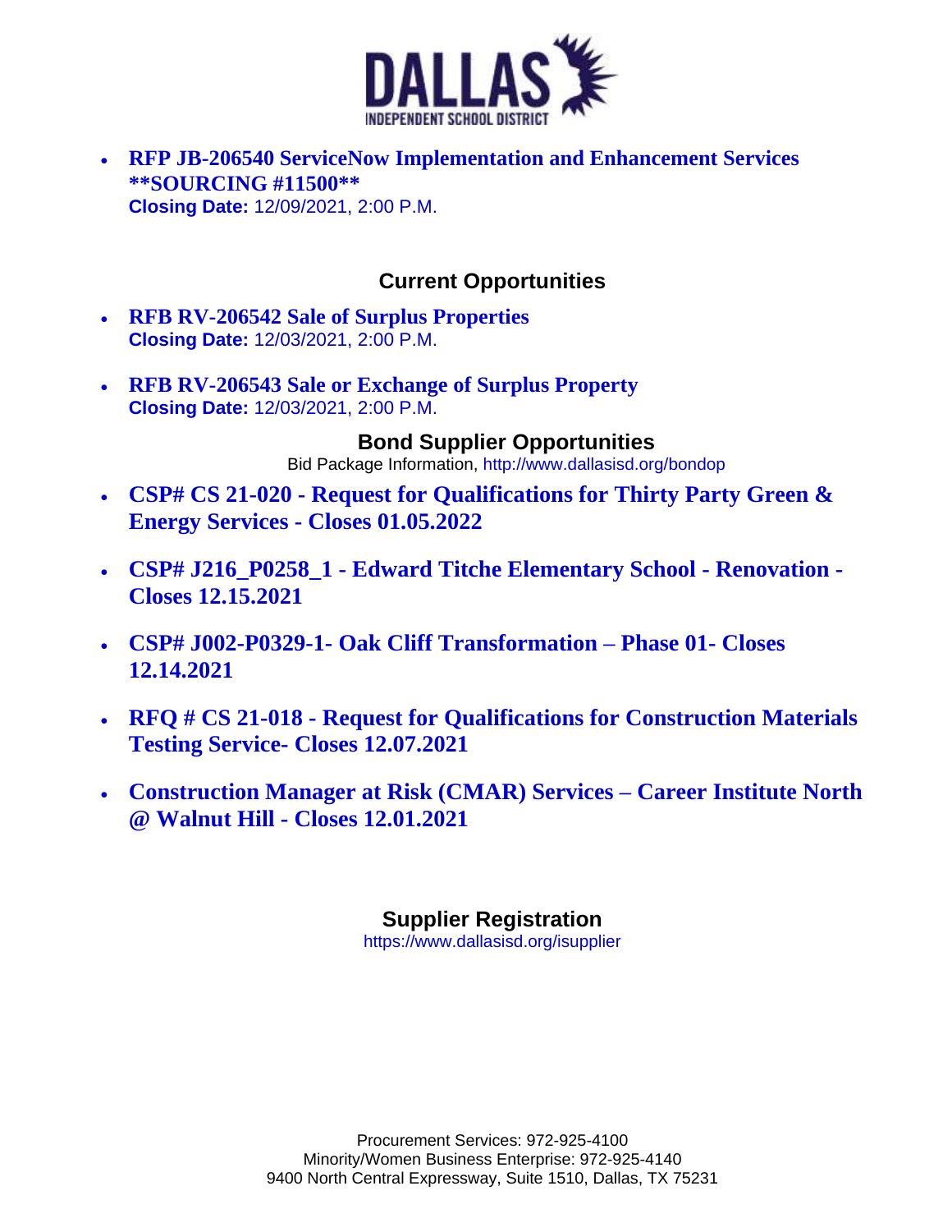DALLAS INDEPENDENT SCHOOL DISTRICT

- **RFP JB-206540 ServiceNow Implementation and Enhancement Services **SOURCING #11500****
  **Closing Date:** 12/09/2021, 2:00 P.M.

## Current Opportunities

- **RFB RV-206542 Sale of Surplus Properties**
  **Closing Date:** 12/03/2021, 2:00 P.M.
- **RFB RV-206543 Sale or Exchange of Surplus Property**
  **Closing Date:** 12/03/2021, 2:00 P.M.

## Bond Supplier Opportunities

Bid Package Information, http://www.dallasisd.org/bondop

- **CSP# CS 21-020 - Request for Qualifications for Thirty Party Green & Energy Services - Closes 01.05.2022**
- **CSP# J216_P0258_1 - Edward Titche Elementary School - Renovation - Closes 12.15.2021**
- **CSP# J002-P0329-1- Oak Cliff Transformation – Phase 01- Closes 12.14.2021**
- **RFQ # CS 21-018 - Request for Qualifications for Construction Materials Testing Service- Closes 12.07.2021**
- **Construction Manager at Risk (CMAR) Services – Career Institute North @ Walnut Hill - Closes 12.01.2021**

## Supplier Registration

https://www.dallasisd.org/isupplier

Procurement Services: 972-925-4100
Minority/Women Business Enterprise: 972-925-4140
9400 North Central Expressway, Suite 1510, Dallas, TX 75231